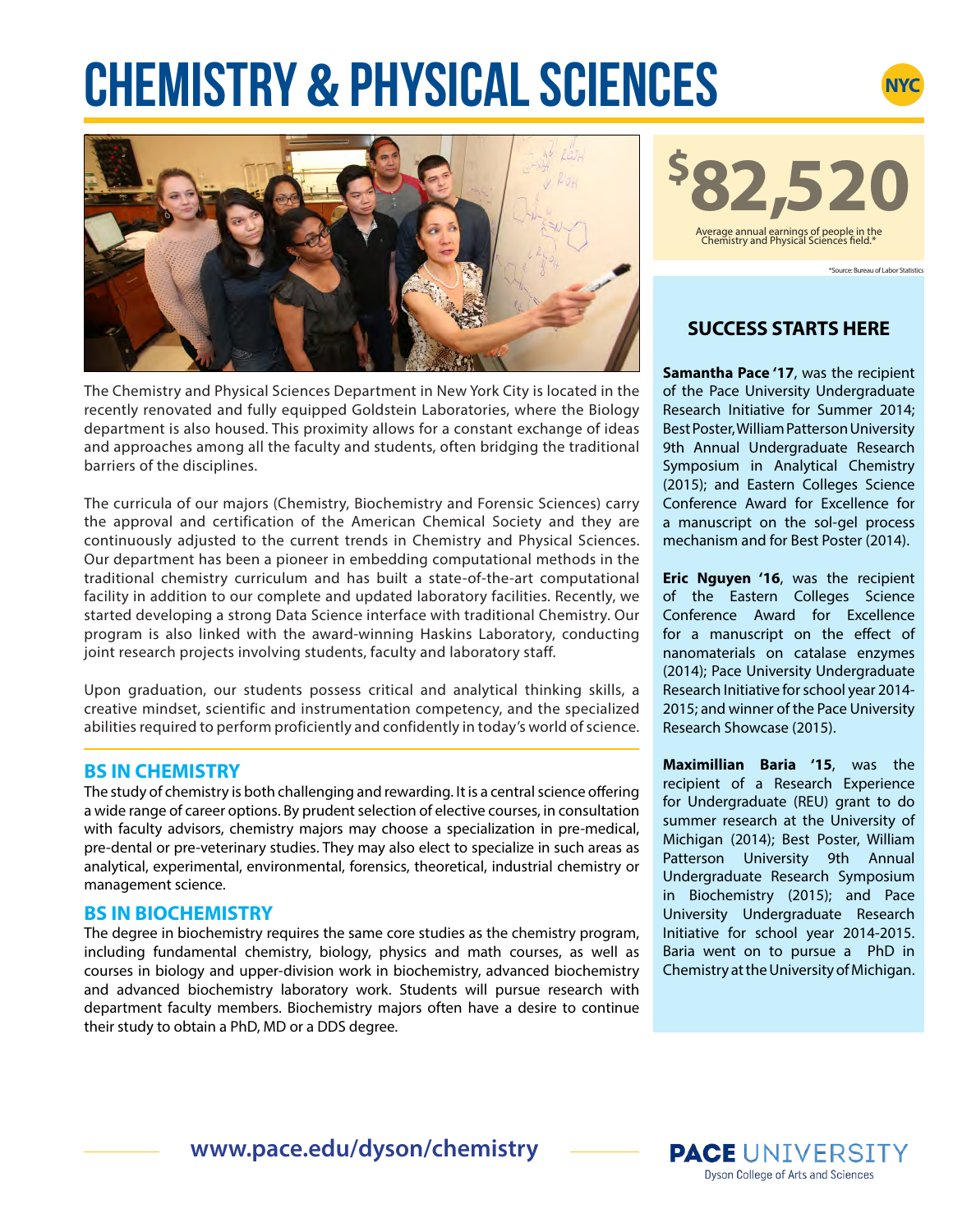# CHEMISTRY & PHYSICAL SCIENCES

NYC

The Chemistry and Physical Sciences Department in New York City is located in the recently renovated and fully equipped Goldstein Laboratories, where the Biology department is also housed. This proximity allows for a constant exchange of ideas and approaches among all the faculty and students, often bridging the traditional barriers of the disciplines.

The curricula of our majors (Chemistry, Biochemistry and Forensic Sciences) carry the approval and certification of the American Chemical Society and they are continuously adjusted to the current trends in Chemistry and Physical Sciences. Our department has been a pioneer in embedding computational methods in the traditional chemistry curriculum and has built a state-of-the-art computational facility in addition to our complete and updated laboratory facilities. Recently, we started developing a strong Data Science interface with traditional Chemistry. Our program is also linked with the award-winning Haskins Laboratory, conducting joint research projects involving students, faculty and laboratory staff.

Upon graduation, our students possess critical and analytical thinking skills, a creative mindset, scientific and instrumentation competency, and the specialized abilities required to perform proficiently and confidently in today's world of science.

## BS IN CHEMISTRY

The study of chemistry is both challenging and rewarding. It is a central science offering a wide range of career options. By prudent selection of elective courses, in consultation with faculty advisors, chemistry majors may choose a specialization in pre-medical, pre-dental or pre-veterinary studies. They may also elect to specialize in such areas as analytical, experimental, environmental, forensics, theoretical, industrial chemistry or management science.

## BS IN BIOCHEMISTRY

The degree in biochemistry requires the same core studies as the chemistry program, including fundamental chemistry, biology, physics and math courses, as well as courses in biology and upper-division work in biochemistry, advanced biochemistry and advanced biochemistry laboratory work. Students will pursue research with department faculty members. Biochemistry majors often have a desire to continue their study to obtain a PhD, MD or a DDS degree.

**$82,520**

Average annual earnings of people in the Chemistry and Physical Sciences field.*

*Source: Bureau of Labor Statistics

## SUCCESS STARTS HERE

**Samantha Pace '17**, was the recipient of the Pace University Undergraduate Research Initiative for Summer 2014; Best Poster, William Patterson University 9th Annual Undergraduate Research Symposium in Analytical Chemistry (2015); and Eastern Colleges Science Conference Award for Excellence for a manuscript on the sol-gel process mechanism and for Best Poster (2014).

**Eric Nguyen '16**, was the recipient of the Eastern Colleges Science Conference Award for Excellence for a manuscript on the effect of nanomaterials on catalase enzymes (2014); Pace University Undergraduate Research Initiative for school year 2014-2015; and winner of the Pace University Research Showcase (2015).

**Maximillian Baria '15**, was the recipient of a Research Experience for Undergraduate (REU) grant to do summer research at the University of Michigan (2014); Best Poster, William Patterson University 9th Annual Undergraduate Research Symposium in Biochemistry (2015); and Pace University Undergraduate Research Initiative for school year 2014-2015. Baria went on to pursue a PhD in Chemistry at the University of Michigan.

www.pace.edu/dyson/chemistry

PACE UNIVERSITY
Dyson College of Arts and Sciences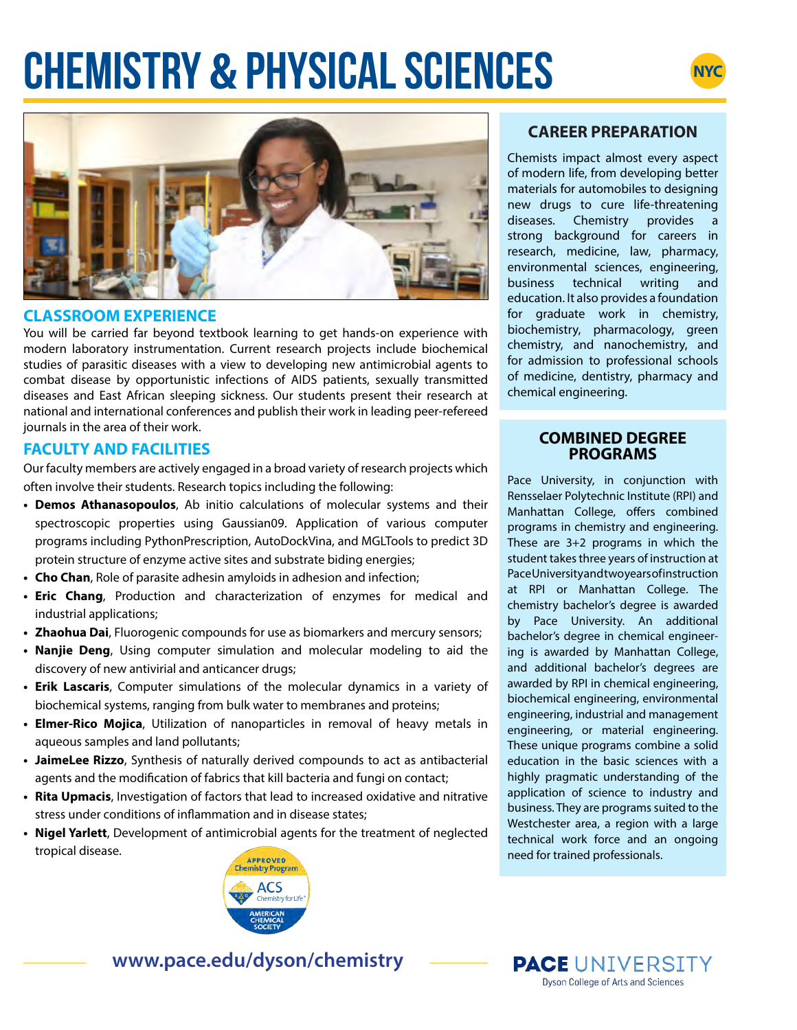# CHEMISTRY & PHYSICAL SCIENCES

NYC

## CLASSROOM EXPERIENCE

You will be carried far beyond textbook learning to get hands-on experience with modern laboratory instrumentation. Current research projects include biochemical studies of parasitic diseases with a view to developing new antimicrobial agents to combat disease by opportunistic infections of AIDS patients, sexually transmitted diseases and East African sleeping sickness. Our students present their research at national and international conferences and publish their work in leading peer-refereed journals in the area of their work.

## FACULTY AND FACILITIES

Our faculty members are actively engaged in a broad variety of research projects which often involve their students. Research topics including the following:

- **Demos Athanasopoulos**, Ab initio calculations of molecular systems and their spectroscopic properties using Gaussian09. Application of various computer programs including PythonPrescription, AutoDockVina, and MGLTools to predict 3D protein structure of enzyme active sites and substrate biding energies;
- **Cho Chan**, Role of parasite adhesin amyloids in adhesion and infection;
- **Eric Chang**, Production and characterization of enzymes for medical and industrial applications;
- **Zhaohua Dai**, Fluorogenic compounds for use as biomarkers and mercury sensors;
- **Nanjie Deng**, Using computer simulation and molecular modeling to aid the discovery of new antivirial and anticancer drugs;
- **Erik Lascaris**, Computer simulations of the molecular dynamics in a variety of biochemical systems, ranging from bulk water to membranes and proteins;
- **Elmer-Rico Mojica**, Utilization of nanoparticles in removal of heavy metals in aqueous samples and land pollutants;
- **JaimeLee Rizzo**, Synthesis of naturally derived compounds to act as antibacterial agents and the modification of fabrics that kill bacteria and fungi on contact;
- **Rita Upmacis**, Investigation of factors that lead to increased oxidative and nitrative stress under conditions of inflammation and in disease states;
- **Nigel Yarlett**, Development of antimicrobial agents for the treatment of neglected tropical disease.

APPROVED Chemistry Program
ACS Chemistry for Life
AMERICAN CHEMICAL SOCIETY

## CAREER PREPARATION

Chemists impact almost every aspect of modern life, from developing better materials for automobiles to designing new drugs to cure life-threatening diseases. Chemistry provides a strong background for careers in research, medicine, law, pharmacy, environmental sciences, engineering, business technical writing and education. It also provides a foundation for graduate work in chemistry, biochemistry, pharmacology, green chemistry, and nanochemistry, and for admission to professional schools of medicine, dentistry, pharmacy and chemical engineering.

## COMBINED DEGREE PROGRAMS

Pace University, in conjunction with Rensselaer Polytechnic Institute (RPI) and Manhattan College, offers combined programs in chemistry and engineering. These are 3+2 programs in which the student takes three years of instruction at Pace University and two years of instruction at RPI or Manhattan College. The chemistry bachelor's degree is awarded by Pace University. An additional bachelor's degree in chemical engineering is awarded by Manhattan College, and additional bachelor's degrees are awarded by RPI in chemical engineering, biochemical engineering, environmental engineering, industrial and management engineering, or material engineering. These unique programs combine a solid education in the basic sciences with a highly pragmatic understanding of the application of science to industry and business. They are programs suited to the Westchester area, a region with a large technical work force and an ongoing need for trained professionals.

www.pace.edu/dyson/chemistry

PACE UNIVERSITY
Dyson College of Arts and Sciences